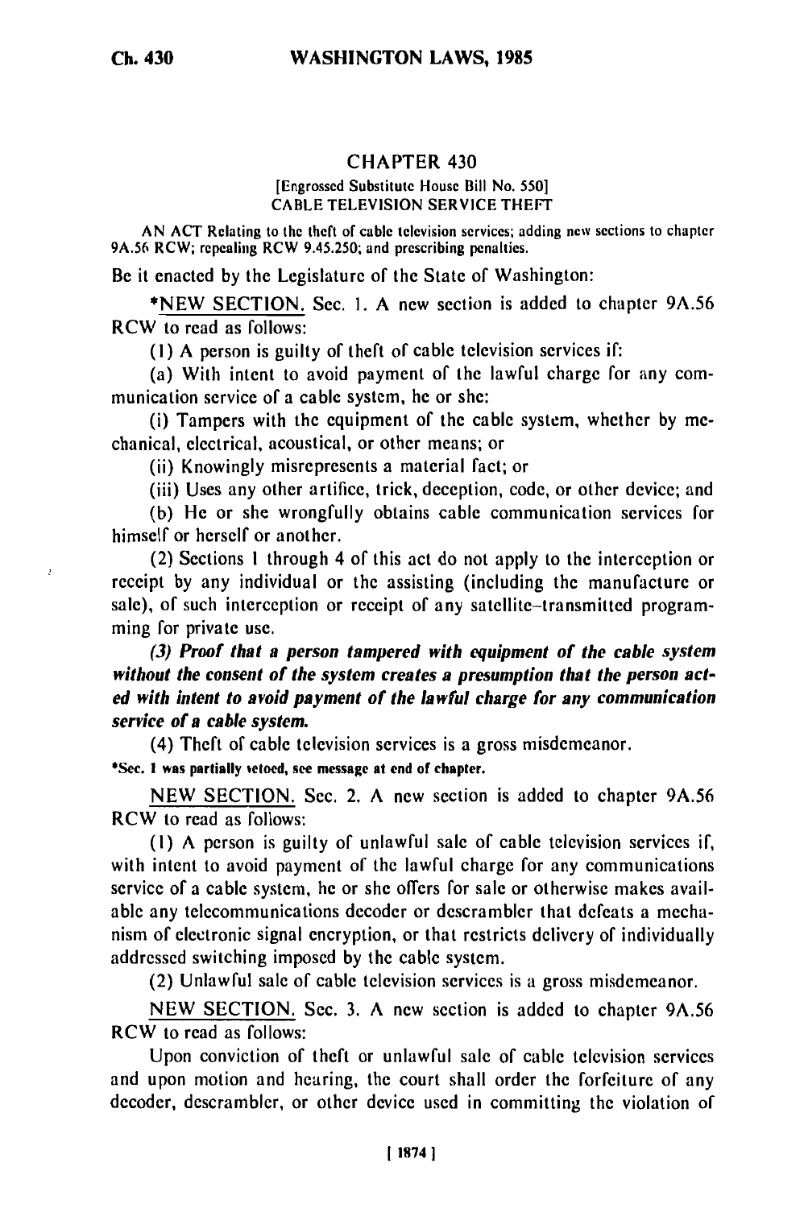# CHAPTER 430

[Engrossed Substitute House Bill No. 550]

CABLE TELEVISION SERVICE THEFT

AN ACT Relating to the theft of cable television services; adding new sections to chapter 9A.56 RCW; repealing RCW 9.45.250; and prescribing penalties.

Be it enacted by the Legislature of the State of Washington:

*NEW SECTION. Sec. 1. A new section is added to chapter 9A.56 RCW to read as follows:

(1) A person is guilty of theft of cable television services if:

(a) With intent to avoid payment of the lawful charge for any communication service of a cable system, he or she:

(i) Tampers with the equipment of the cable system, whether by mechanical, electrical, acoustical, or other means; or

(ii) Knowingly misrepresents a material fact; or

(iii) Uses any other artifice, trick, deception, code, or other device; and

(b) He or she wrongfully obtains cable communication services for himself or herself or another.

(2) Sections 1 through 4 of this act do not apply to the interception or receipt by any individual or the assisting (including the manufacture or sale), of such interception or receipt of any satellite-transmitted programming for private use.

***(3) Proof that a person tampered with equipment of the cable system without the consent of the system creates a presumption that the person acted with intent to avoid payment of the lawful charge for any communication service of a cable system.***

(4) Theft of cable television services is a gross misdemeanor.

*Sec. 1 was partially vetoed, see message at end of chapter.

NEW SECTION. Sec. 2. A new section is added to chapter 9A.56 RCW to read as follows:

(1) A person is guilty of unlawful sale of cable television services if, with intent to avoid payment of the lawful charge for any communications service of a cable system, he or she offers for sale or otherwise makes available any telecommunications decoder or descrambler that defeats a mechanism of electronic signal encryption, or that restricts delivery of individually addressed switching imposed by the cable system.

(2) Unlawful sale of cable television services is a gross misdemeanor.

NEW SECTION. Sec. 3. A new section is added to chapter 9A.56 RCW to read as follows:

Upon conviction of theft or unlawful sale of cable television services and upon motion and hearing, the court shall order the forfeiture of any decoder, descrambler, or other device used in committing the violation of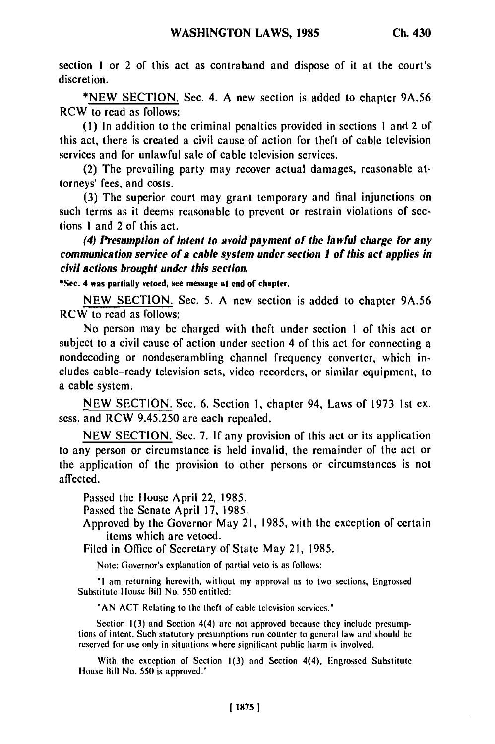section 1 or 2 of this act as contraband and dispose of it at the court's discretion.

*NEW SECTION. Sec. 4. A new section is added to chapter 9A.56 RCW to read as follows:

(1) In addition to the criminal penalties provided in sections 1 and 2 of this act, there is created a civil cause of action for theft of cable television services and for unlawful sale of cable television services.

(2) The prevailing party may recover actual damages, reasonable attorneys' fees, and costs.

(3) The superior court may grant temporary and final injunctions on such terms as it deems reasonable to prevent or restrain violations of sections 1 and 2 of this act.

***(4) Presumption of intent to avoid payment of the lawful charge for any communication service of a cable system under section 1 of this act applies in civil actions brought under this section.***

**\*Sec. 4 was partially vetoed, see message at end of chapter.**

NEW SECTION. Sec. 5. A new section is added to chapter 9A.56 RCW to read as follows:

No person may be charged with theft under section 1 of this act or subject to a civil cause of action under section 4 of this act for connecting a nondecoding or nondescrambling channel frequency converter, which includes cable-ready television sets, video recorders, or similar equipment, to a cable system.

NEW SECTION. Sec. 6. Section 1, chapter 94, Laws of 1973 1st ex. sess. and RCW 9.45.250 are each repealed.

NEW SECTION. Sec. 7. If any provision of this act or its application to any person or circumstance is held invalid, the remainder of the act or the application of the provision to other persons or circumstances is not affected.

Passed the House April 22, 1985.
Passed the Senate April 17, 1985.
Approved by the Governor May 21, 1985, with the exception of certain items which are vetoed.
Filed in Office of Secretary of State May 21, 1985.

Note: Governor's explanation of partial veto is as follows:

"I am returning herewith, without my approval as to two sections, Engrossed Substitute House Bill No. 550 entitled:

"AN ACT Relating to the theft of cable television services."

Section 1(3) and Section 4(4) are not approved because they include presumptions of intent. Such statutory presumptions run counter to general law and should be reserved for use only in situations where significant public harm is involved.

With the exception of Section 1(3) and Section 4(4), Engrossed Substitute House Bill No. 550 is approved."